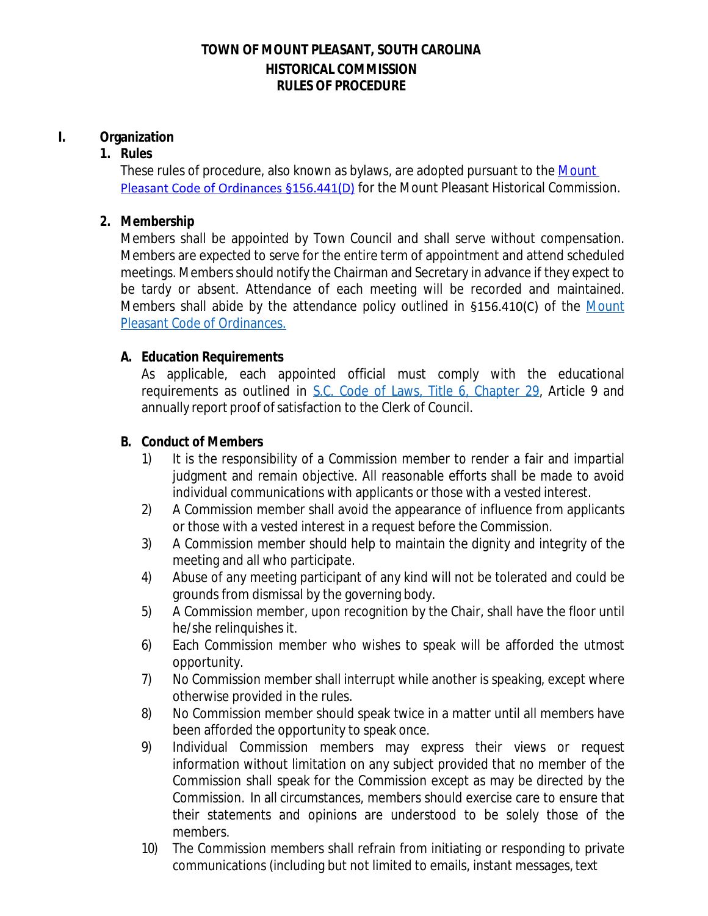# TOWN OF MOUNT PLEASANT, SOUTH CAROLINA
## HISTORICAL COMMISSION
## RULES OF PROCEDURE

## I. Organization

### 1. Rules

These rules of procedure, also known as bylaws, are adopted pursuant to the [Mount Pleasant Code of Ordinances §156.441(D)] for the Mount Pleasant Historical Commission.

### 2. Membership

Members shall be appointed by Town Council and shall serve without compensation. Members are expected to serve for the entire term of appointment and attend scheduled meetings. Members should notify the Chairman and Secretary in advance if they expect to be tardy or absent. Attendance of each meeting will be recorded and maintained. Members shall abide by the attendance policy outlined in §156.410(C) of the [Mount Pleasant Code of Ordinances.]

#### A. Education Requirements

As applicable, each appointed official must comply with the educational requirements as outlined in [S.C. Code of Laws, Title 6, Chapter 29], Article 9 and annually report proof of satisfaction to the Clerk of Council.

#### B. Conduct of Members

1) It is the responsibility of a Commission member to render a fair and impartial judgment and remain objective. All reasonable efforts shall be made to avoid individual communications with applicants or those with a vested interest.
2) A Commission member shall avoid the appearance of influence from applicants or those with a vested interest in a request before the Commission.
3) A Commission member should help to maintain the dignity and integrity of the meeting and all who participate.
4) Abuse of any meeting participant of any kind will not be tolerated and could be grounds from dismissal by the governing body.
5) A Commission member, upon recognition by the Chair, shall have the floor until he/she relinquishes it.
6) Each Commission member who wishes to speak will be afforded the utmost opportunity.
7) No Commission member shall interrupt while another is speaking, except where otherwise provided in the rules.
8) No Commission member should speak twice in a matter until all members have been afforded the opportunity to speak once.
9) Individual Commission members may express their views or request information without limitation on any subject provided that no member of the Commission shall speak for the Commission except as may be directed by the Commission. In all circumstances, members should exercise care to ensure that their statements and opinions are understood to be solely those of the members.
10) The Commission members shall refrain from initiating or responding to private communications (including but not limited to emails, instant messages, text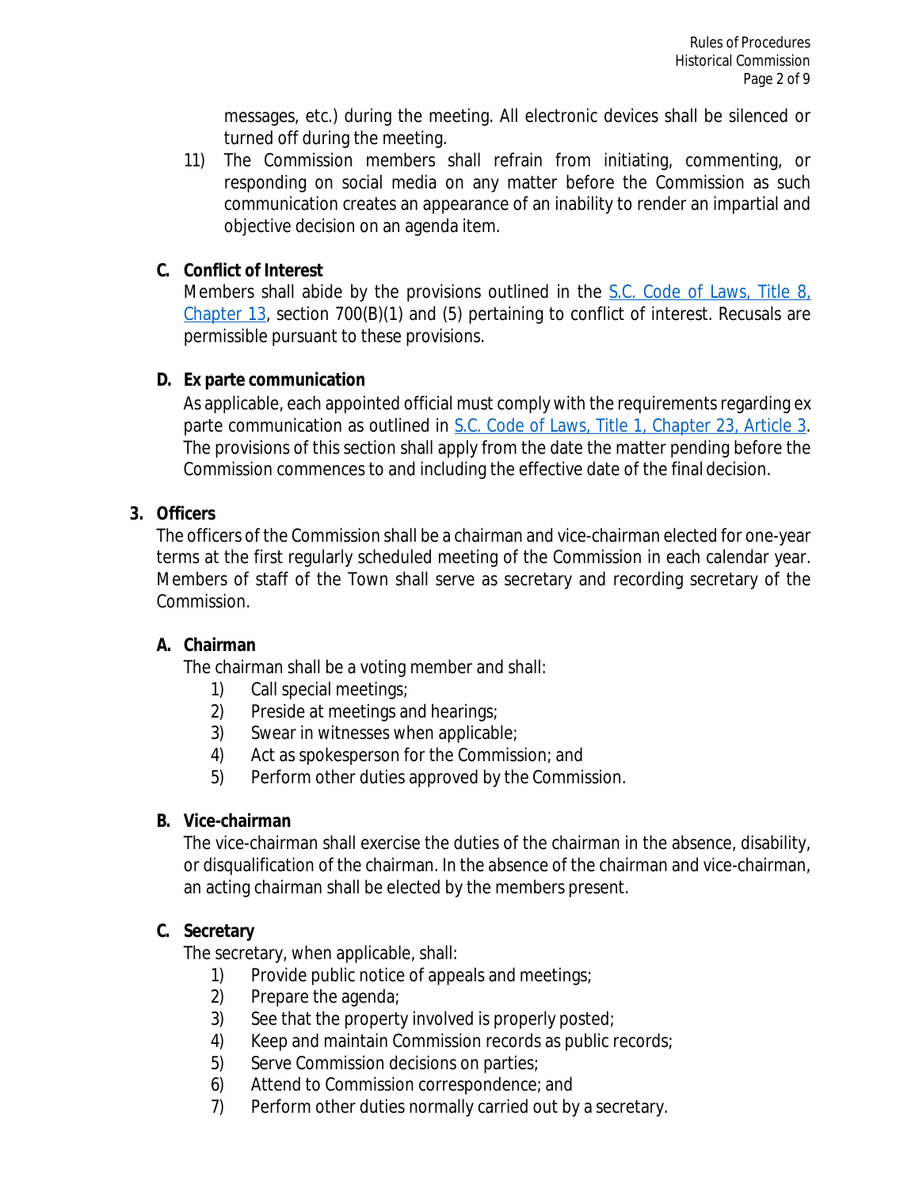messages, etc.) during the meeting. All electronic devices shall be silenced or turned off during the meeting.

11) The Commission members shall refrain from initiating, commenting, or responding on social media on any matter before the Commission as such communication creates an appearance of an inability to render an impartial and objective decision on an agenda item.

**C. Conflict of Interest**

Members shall abide by the provisions outlined in the S.C. Code of Laws, Title 8, Chapter 13, section 700(B)(1) and (5) pertaining to conflict of interest. Recusals are permissible pursuant to these provisions.

**D. Ex parte communication**

As applicable, each appointed official must comply with the requirements regarding ex parte communication as outlined in S.C. Code of Laws, Title 1, Chapter 23, Article 3. The provisions of this section shall apply from the date the matter pending before the Commission commences to and including the effective date of the final decision.

## 3. Officers

The officers of the Commission shall be a chairman and vice-chairman elected for one-year terms at the first regularly scheduled meeting of the Commission in each calendar year. Members of staff of the Town shall serve as secretary and recording secretary of the Commission.

**A. Chairman**

The chairman shall be a voting member and shall:

1) Call special meetings;
2) Preside at meetings and hearings;
3) Swear in witnesses when applicable;
4) Act as spokesperson for the Commission; and
5) Perform other duties approved by the Commission.

**B. Vice-chairman**

The vice-chairman shall exercise the duties of the chairman in the absence, disability, or disqualification of the chairman. In the absence of the chairman and vice-chairman, an acting chairman shall be elected by the members present.

**C. Secretary**

The secretary, when applicable, shall:

1) Provide public notice of appeals and meetings;
2) Prepare the agenda;
3) See that the property involved is properly posted;
4) Keep and maintain Commission records as public records;
5) Serve Commission decisions on parties;
6) Attend to Commission correspondence; and
7) Perform other duties normally carried out by a secretary.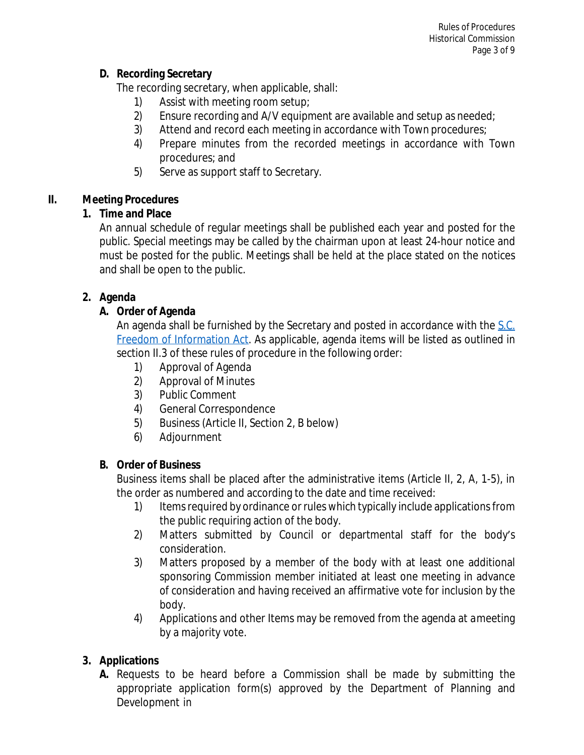**D. Recording Secretary**

The recording secretary, when applicable, shall:

1) Assist with meeting room setup;
2) Ensure recording and A/V equipment are available and setup as needed;
3) Attend and record each meeting in accordance with Town procedures;
4) Prepare minutes from the recorded meetings in accordance with Town procedures; and
5) Serve as support staff to Secretary.

## II. Meeting Procedures

### 1. Time and Place

An annual schedule of regular meetings shall be published each year and posted for the public. Special meetings may be called by the chairman upon at least 24-hour notice and must be posted for the public. Meetings shall be held at the place stated on the notices and shall be open to the public.

### 2. Agenda

**A. Order of Agenda**

An agenda shall be furnished by the Secretary and posted in accordance with the S.C. Freedom of Information Act. As applicable, agenda items will be listed as outlined in section II.3 of these rules of procedure in the following order:

1) Approval of Agenda
2) Approval of Minutes
3) Public Comment
4) General Correspondence
5) Business (Article II, Section 2, B below)
6) Adjournment

**B. Order of Business**

Business items shall be placed after the administrative items (Article II, 2, A, 1-5), in the order as numbered and according to the date and time received:

1) Items required by ordinance or rules which typically include applications from the public requiring action of the body.
2) Matters submitted by Council or departmental staff for the body's consideration.
3) Matters proposed by a member of the body with at least one additional sponsoring Commission member initiated at least one meeting in advance of consideration and having received an affirmative vote for inclusion by the body.
4) Applications and other Items may be removed from the agenda at a meeting by a majority vote.

### 3. Applications

**A.** Requests to be heard before a Commission shall be made by submitting the appropriate application form(s) approved by the Department of Planning and Development in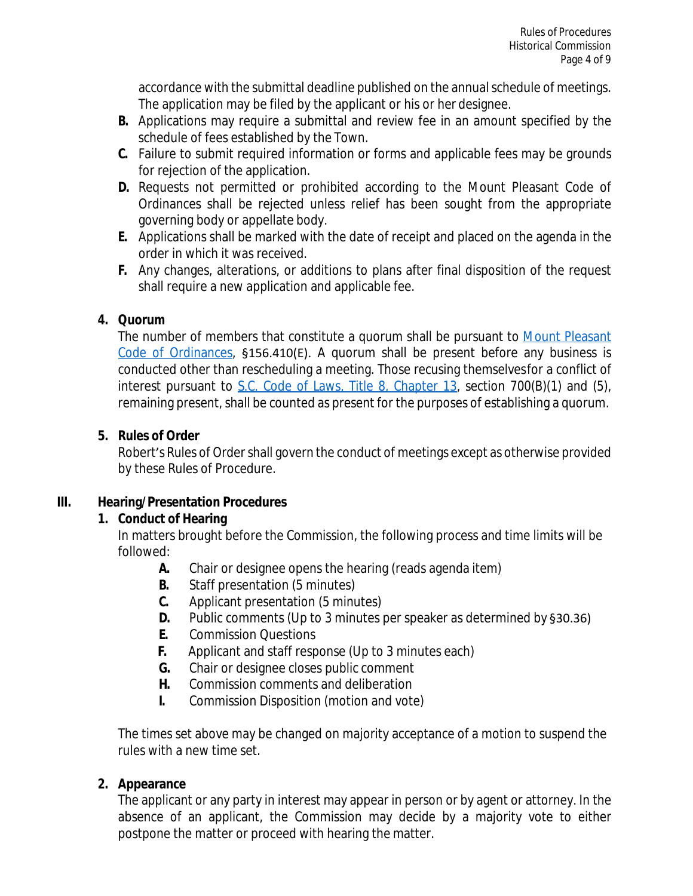accordance with the submittal deadline published on the annual schedule of meetings. The application may be filed by the applicant or his or her designee.

- **B.** Applications may require a submittal and review fee in an amount specified by the schedule of fees established by the Town.
- **C.** Failure to submit required information or forms and applicable fees may be grounds for rejection of the application.
- **D.** Requests not permitted or prohibited according to the Mount Pleasant Code of Ordinances shall be rejected unless relief has been sought from the appropriate governing body or appellate body.
- **E.** Applications shall be marked with the date of receipt and placed on the agenda in the order in which it was received.
- **F.** Any changes, alterations, or additions to plans after final disposition of the request shall require a new application and applicable fee.

**4. Quorum**

The number of members that constitute a quorum shall be pursuant to Mount Pleasant Code of Ordinances, §156.410(E). A quorum shall be present before any business is conducted other than rescheduling a meeting. Those recusing themselves for a conflict of interest pursuant to S.C. Code of Laws, Title 8, Chapter 13, section 700(B)(1) and (5), remaining present, shall be counted as present for the purposes of establishing a quorum.

**5. Rules of Order**

Robert's Rules of Order shall govern the conduct of meetings except as otherwise provided by these Rules of Procedure.

## III. Hearing/Presentation Procedures

**1. Conduct of Hearing**

In matters brought before the Commission, the following process and time limits will be followed:

- **A.** Chair or designee opens the hearing (reads agenda item)
- **B.** Staff presentation (5 minutes)
- **C.** Applicant presentation (5 minutes)
- **D.** Public comments (Up to 3 minutes per speaker as determined by §30.36)
- **E.** Commission Questions
- **F.** Applicant and staff response (Up to 3 minutes each)
- **G.** Chair or designee closes public comment
- **H.** Commission comments and deliberation
- **I.** Commission Disposition (motion and vote)

The times set above may be changed on majority acceptance of a motion to suspend the rules with a new time set.

**2. Appearance**

The applicant or any party in interest may appear in person or by agent or attorney. In the absence of an applicant, the Commission may decide by a majority vote to either postpone the matter or proceed with hearing the matter.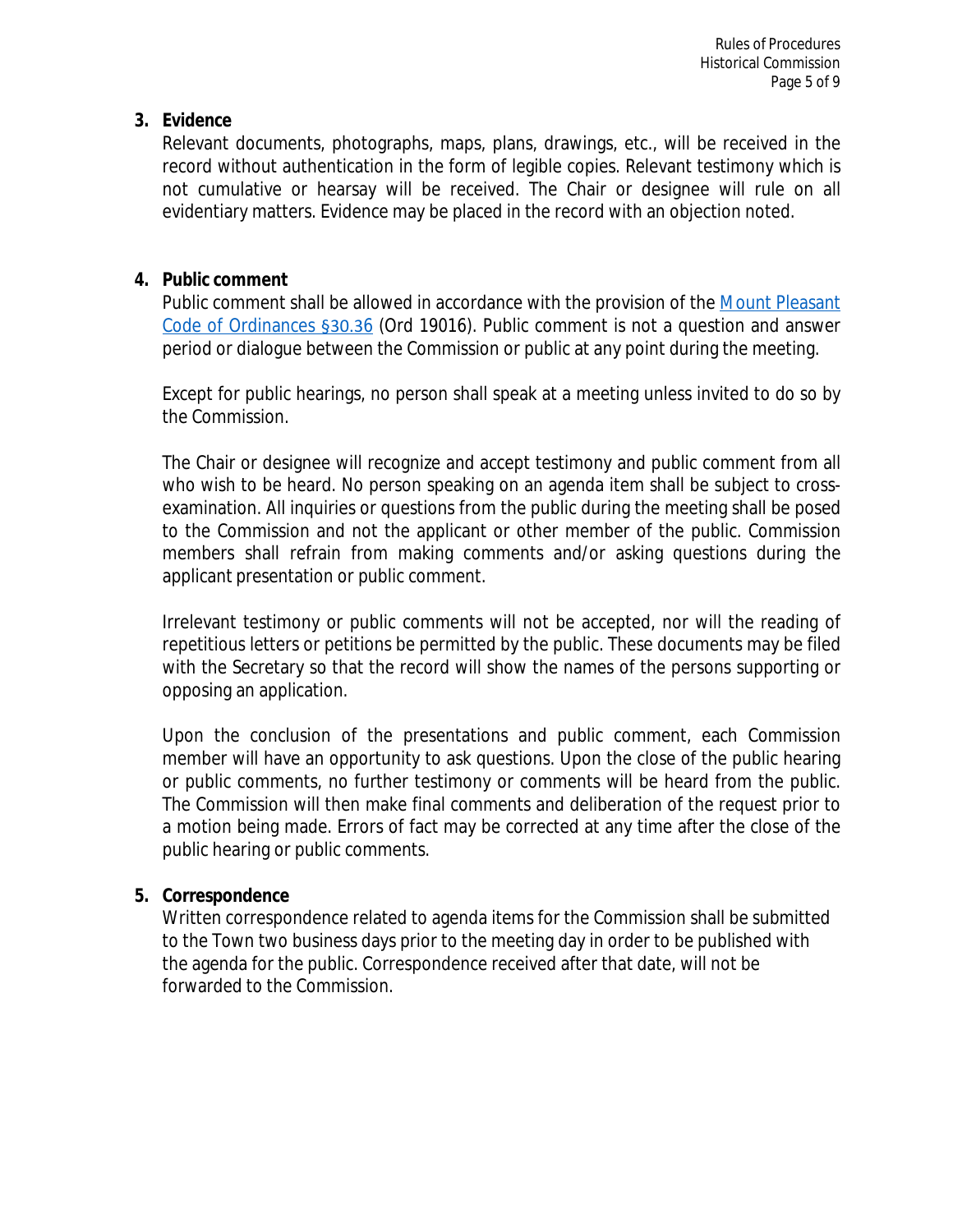3. **Evidence**

   Relevant documents, photographs, maps, plans, drawings, etc., will be received in the record without authentication in the form of legible copies. Relevant testimony which is not cumulative or hearsay will be received. The Chair or designee will rule on all evidentiary matters. Evidence may be placed in the record with an objection noted.

4. **Public comment**

   Public comment shall be allowed in accordance with the provision of the Mount Pleasant Code of Ordinances §30.36 (Ord 19016). Public comment is not a question and answer period or dialogue between the Commission or public at any point during the meeting.

   Except for public hearings, no person shall speak at a meeting unless invited to do so by the Commission.

   The Chair or designee will recognize and accept testimony and public comment from all who wish to be heard. No person speaking on an agenda item shall be subject to cross-examination. All inquiries or questions from the public during the meeting shall be posed to the Commission and not the applicant or other member of the public. Commission members shall refrain from making comments and/or asking questions during the applicant presentation or public comment.

   Irrelevant testimony or public comments will not be accepted, nor will the reading of repetitious letters or petitions be permitted by the public. These documents may be filed with the Secretary so that the record will show the names of the persons supporting or opposing an application.

   Upon the conclusion of the presentations and public comment, each Commission member will have an opportunity to ask questions. Upon the close of the public hearing or public comments, no further testimony or comments will be heard from the public. The Commission will then make final comments and deliberation of the request prior to a motion being made. Errors of fact may be corrected at any time after the close of the public hearing or public comments.

5. **Correspondence**

   Written correspondence related to agenda items for the Commission shall be submitted to the Town two business days prior to the meeting day in order to be published with the agenda for the public. Correspondence received after that date, will not be forwarded to the Commission.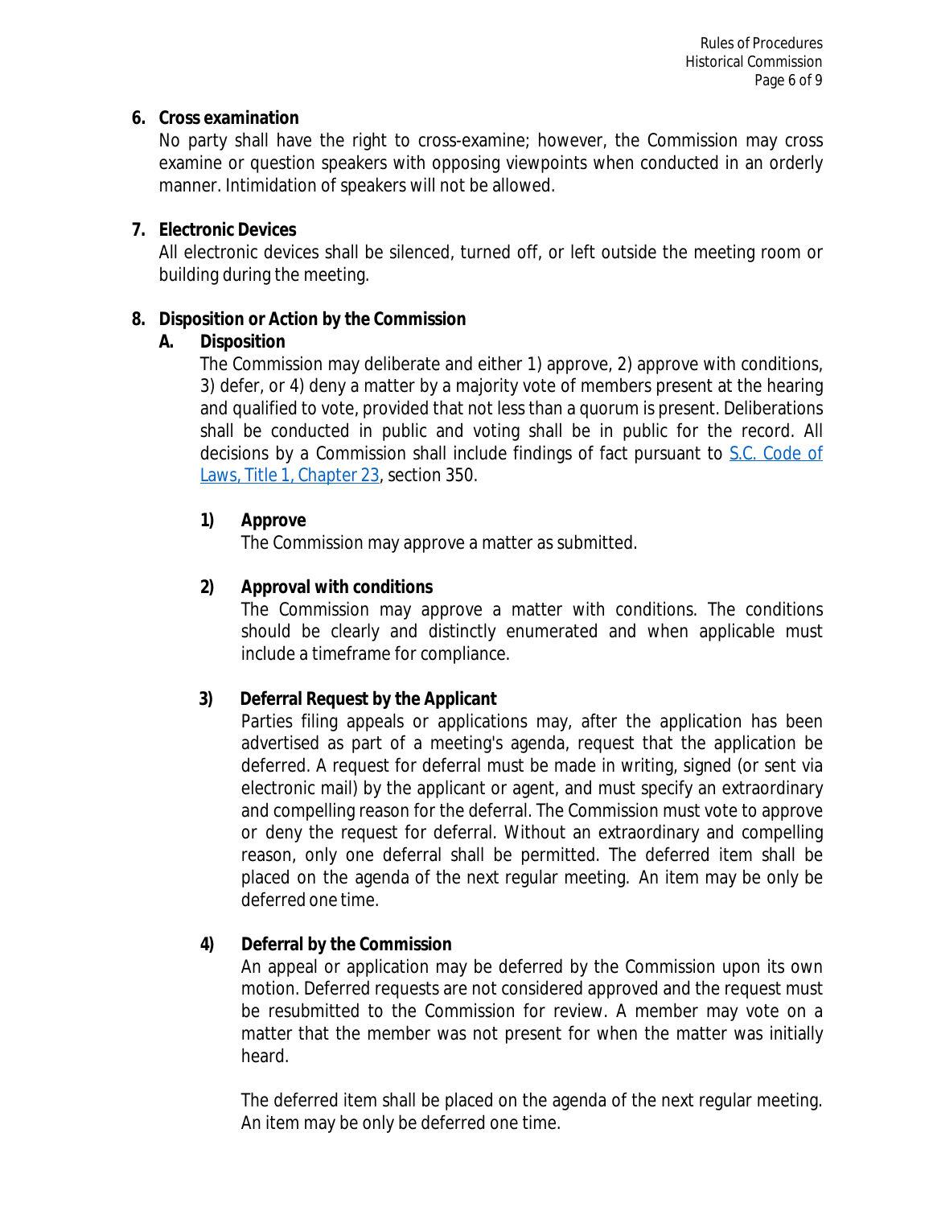**6. Cross examination**

No party shall have the right to cross-examine; however, the Commission may cross examine or question speakers with opposing viewpoints when conducted in an orderly manner. Intimidation of speakers will not be allowed.

**7. Electronic Devices**

All electronic devices shall be silenced, turned off, or left outside the meeting room or building during the meeting.

**8. Disposition or Action by the Commission**

**A. Disposition**

The Commission may deliberate and either 1) approve, 2) approve with conditions, 3) defer, or 4) deny a matter by a majority vote of members present at the hearing and qualified to vote, provided that not less than a quorum is present. Deliberations shall be conducted in public and voting shall be in public for the record. All decisions by a Commission shall include findings of fact pursuant to S.C. Code of Laws, Title 1, Chapter 23, section 350.

**1) Approve**

The Commission may approve a matter as submitted.

**2) Approval with conditions**

The Commission may approve a matter with conditions. The conditions should be clearly and distinctly enumerated and when applicable must include a timeframe for compliance.

**3) Deferral Request by the Applicant**

Parties filing appeals or applications may, after the application has been advertised as part of a meeting's agenda, request that the application be deferred. A request for deferral must be made in writing, signed (or sent via electronic mail) by the applicant or agent, and must specify an extraordinary and compelling reason for the deferral. The Commission must vote to approve or deny the request for deferral. Without an extraordinary and compelling reason, only one deferral shall be permitted. The deferred item shall be placed on the agenda of the next regular meeting. An item may be only be deferred one time.

**4) Deferral by the Commission**

An appeal or application may be deferred by the Commission upon its own motion. Deferred requests are not considered approved and the request must be resubmitted to the Commission for review. A member may vote on a matter that the member was not present for when the matter was initially heard.

The deferred item shall be placed on the agenda of the next regular meeting. An item may be only be deferred one time.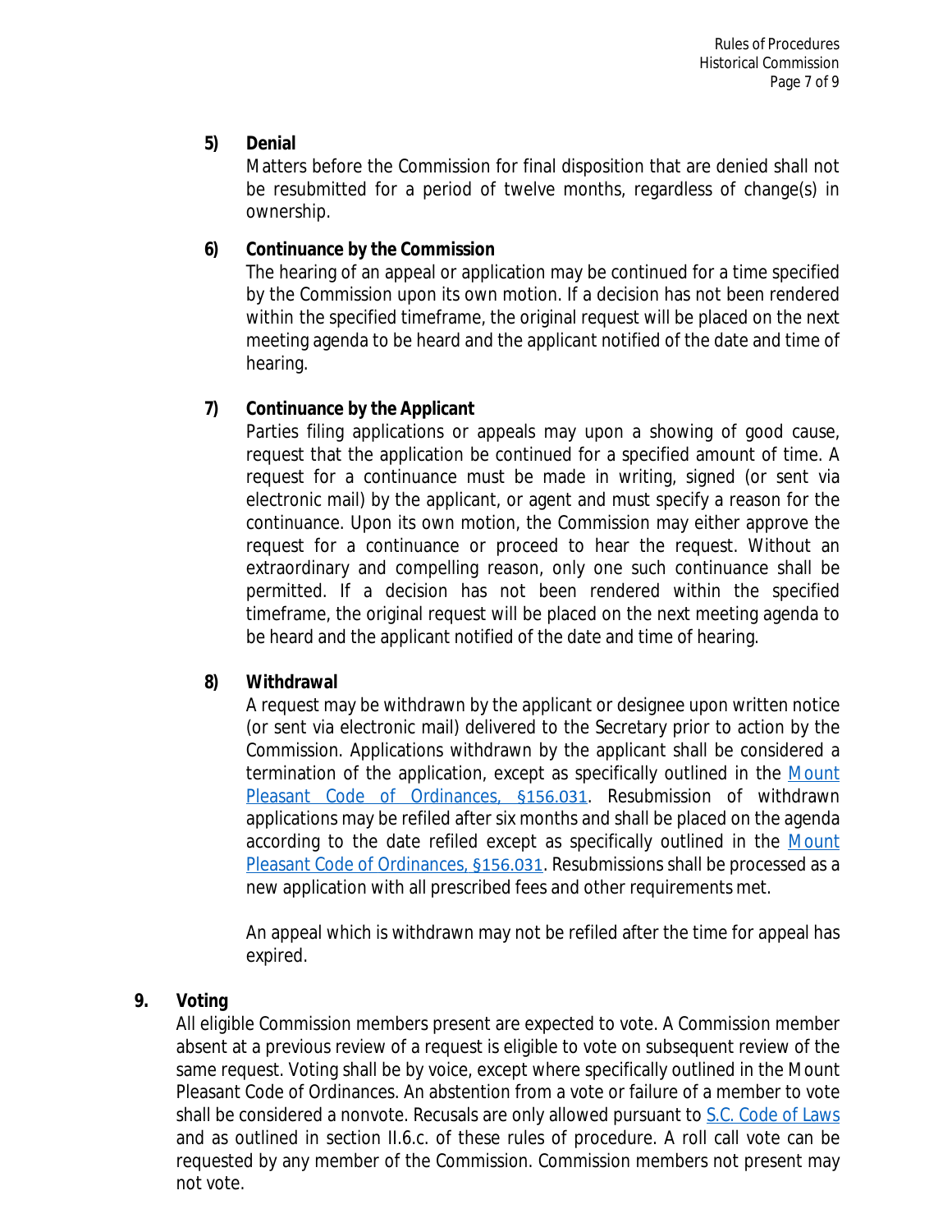**5) Denial**

Matters before the Commission for final disposition that are denied shall not be resubmitted for a period of twelve months, regardless of change(s) in ownership.

**6) Continuance by the Commission**

The hearing of an appeal or application may be continued for a time specified by the Commission upon its own motion. If a decision has not been rendered within the specified timeframe, the original request will be placed on the next meeting agenda to be heard and the applicant notified of the date and time of hearing.

**7) Continuance by the Applicant**

Parties filing applications or appeals may upon a showing of good cause, request that the application be continued for a specified amount of time. A request for a continuance must be made in writing, signed (or sent via electronic mail) by the applicant, or agent and must specify a reason for the continuance. Upon its own motion, the Commission may either approve the request for a continuance or proceed to hear the request. Without an extraordinary and compelling reason, only one such continuance shall be permitted. If a decision has not been rendered within the specified timeframe, the original request will be placed on the next meeting agenda to be heard and the applicant notified of the date and time of hearing.

**8) Withdrawal**

A request may be withdrawn by the applicant or designee upon written notice (or sent via electronic mail) delivered to the Secretary prior to action by the Commission. Applications withdrawn by the applicant shall be considered a termination of the application, except as specifically outlined in the Mount Pleasant Code of Ordinances, §156.031. Resubmission of withdrawn applications may be refiled after six months and shall be placed on the agenda according to the date refiled except as specifically outlined in the Mount Pleasant Code of Ordinances, §156.031. Resubmissions shall be processed as a new application with all prescribed fees and other requirements met.

An appeal which is withdrawn may not be refiled after the time for appeal has expired.

**9. Voting**

All eligible Commission members present are expected to vote. A Commission member absent at a previous review of a request is eligible to vote on subsequent review of the same request. Voting shall be by voice, except where specifically outlined in the Mount Pleasant Code of Ordinances. An abstention from a vote or failure of a member to vote shall be considered a nonvote. Recusals are only allowed pursuant to S.C. Code of Laws and as outlined in section II.6.c. of these rules of procedure. A roll call vote can be requested by any member of the Commission. Commission members not present may not vote.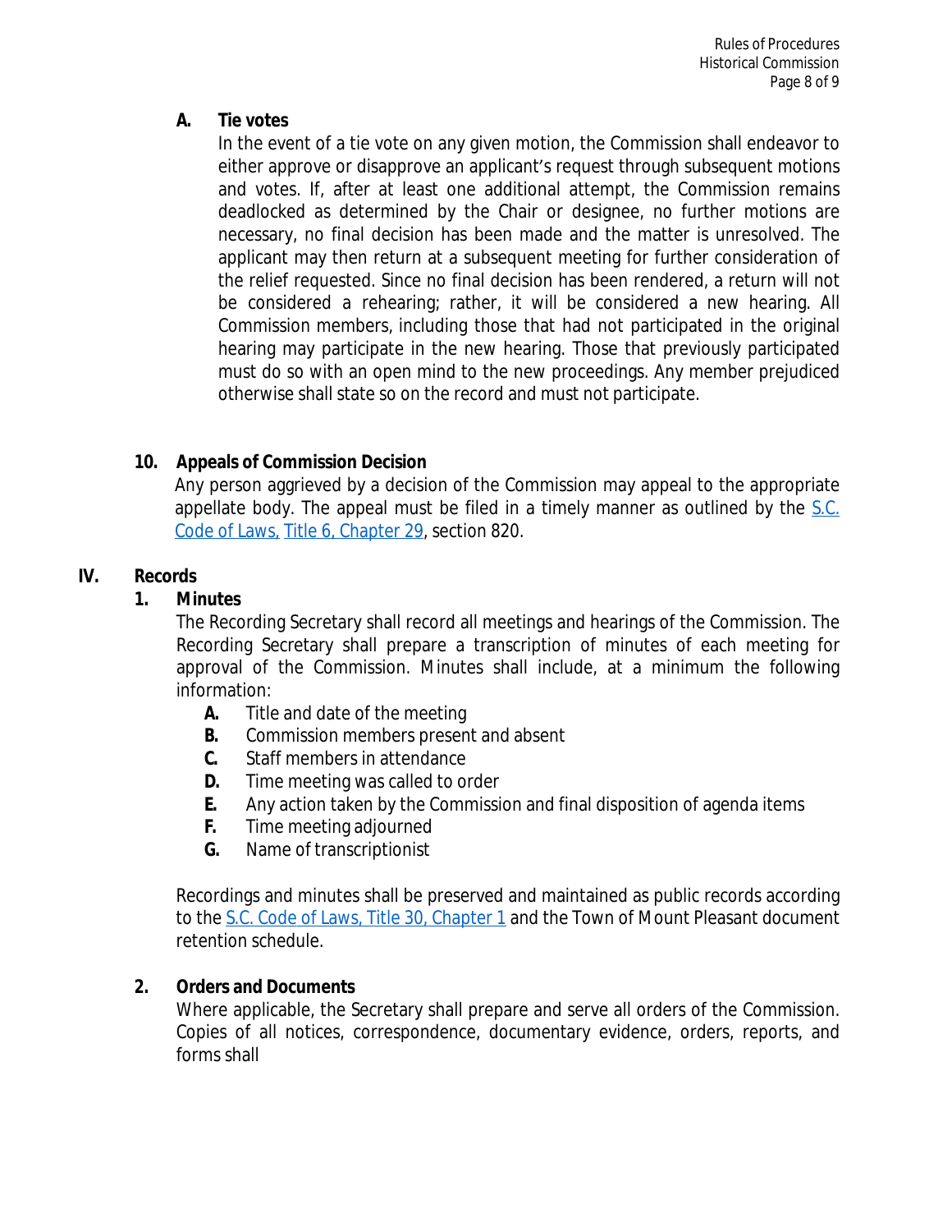**A. Tie votes**

In the event of a tie vote on any given motion, the Commission shall endeavor to either approve or disapprove an applicant's request through subsequent motions and votes. If, after at least one additional attempt, the Commission remains deadlocked as determined by the Chair or designee, no further motions are necessary, no final decision has been made and the matter is unresolved. The applicant may then return at a subsequent meeting for further consideration of the relief requested. Since no final decision has been rendered, a return will not be considered a rehearing; rather, it will be considered a new hearing. All Commission members, including those that had not participated in the original hearing may participate in the new hearing. Those that previously participated must do so with an open mind to the new proceedings. Any member prejudiced otherwise shall state so on the record and must not participate.

**10. Appeals of Commission Decision**

Any person aggrieved by a decision of the Commission may appeal to the appropriate appellate body. The appeal must be filed in a timely manner as outlined by the S.C. Code of Laws, Title 6, Chapter 29, section 820.

## IV. Records

**1. Minutes**

The Recording Secretary shall record all meetings and hearings of the Commission. The Recording Secretary shall prepare a transcription of minutes of each meeting for approval of the Commission. Minutes shall include, at a minimum the following information:

- **A.** Title and date of the meeting
- **B.** Commission members present and absent
- **C.** Staff members in attendance
- **D.** Time meeting was called to order
- **E.** Any action taken by the Commission and final disposition of agenda items
- **F.** Time meeting adjourned
- **G.** Name of transcriptionist

Recordings and minutes shall be preserved and maintained as public records according to the S.C. Code of Laws, Title 30, Chapter 1 and the Town of Mount Pleasant document retention schedule.

**2. Orders and Documents**

Where applicable, the Secretary shall prepare and serve all orders of the Commission. Copies of all notices, correspondence, documentary evidence, orders, reports, and forms shall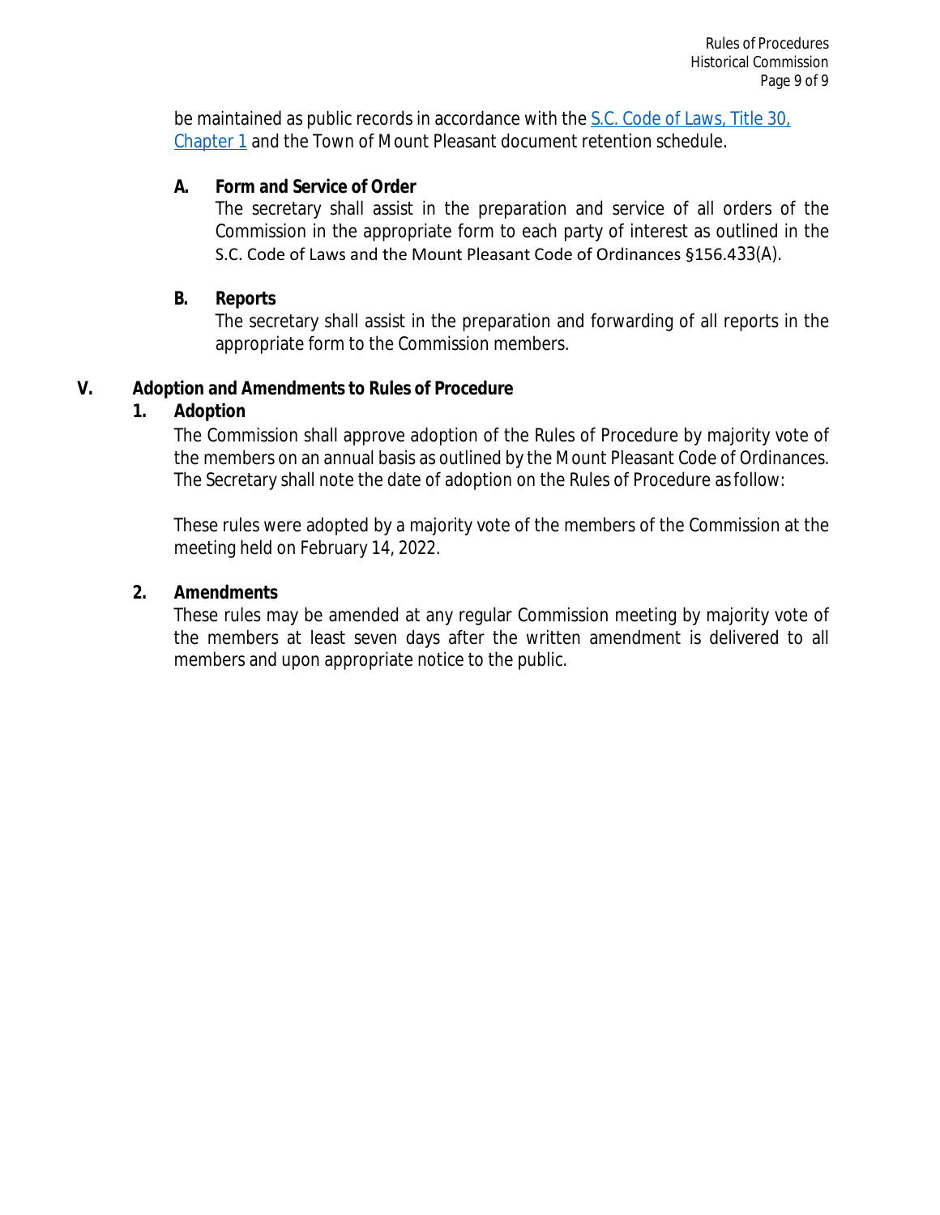be maintained as public records in accordance with the S.C. Code of Laws, Title 30, Chapter 1 and the Town of Mount Pleasant document retention schedule.

**A. Form and Service of Order**

The secretary shall assist in the preparation and service of all orders of the Commission in the appropriate form to each party of interest as outlined in the S.C. Code of Laws and the Mount Pleasant Code of Ordinances §156.433(A).

**B. Reports**

The secretary shall assist in the preparation and forwarding of all reports in the appropriate form to the Commission members.

## V. Adoption and Amendments to Rules of Procedure

**1. Adoption**

The Commission shall approve adoption of the Rules of Procedure by majority vote of the members on an annual basis as outlined by the Mount Pleasant Code of Ordinances. The Secretary shall note the date of adoption on the Rules of Procedure as follow:

These rules were adopted by a majority vote of the members of the Commission at the meeting held on February 14, 2022.

**2. Amendments**

These rules may be amended at any regular Commission meeting by majority vote of the members at least seven days after the written amendment is delivered to all members and upon appropriate notice to the public.